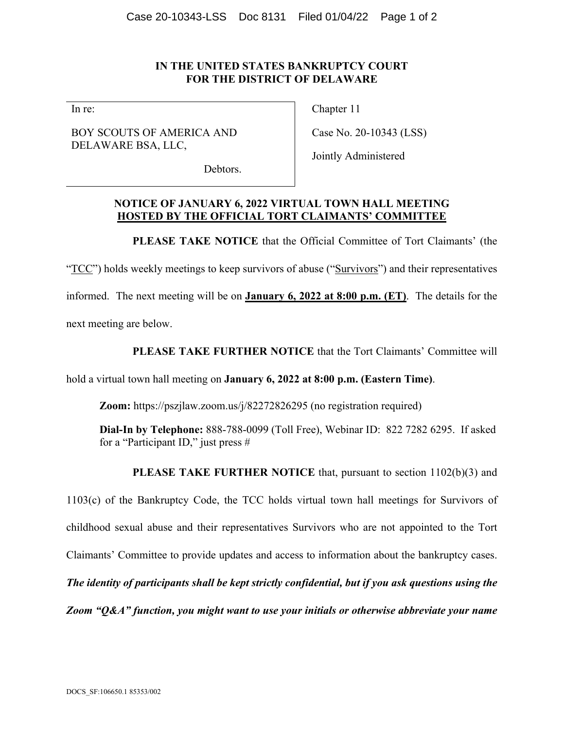**IN THE UNITED STATES BANKRUPTCY COURT**
**FOR THE DISTRICT OF DELAWARE**

| | |
|---|---|
| In re:<br><br>BOY SCOUTS OF AMERICA AND DELAWARE BSA, LLC,<br><br>Debtors. | Chapter 11<br><br>Case No. 20-10343 (LSS)<br><br>Jointly Administered |

**NOTICE OF JANUARY 6, 2022 VIRTUAL TOWN HALL MEETING**
**HOSTED BY THE OFFICIAL TORT CLAIMANTS' COMMITTEE**

**PLEASE TAKE NOTICE** that the Official Committee of Tort Claimants' (the "TCC") holds weekly meetings to keep survivors of abuse ("Survivors") and their representatives informed. The next meeting will be on **January 6, 2022 at 8:00 p.m. (ET)**. The details for the next meeting are below.

**PLEASE TAKE FURTHER NOTICE** that the Tort Claimants' Committee will hold a virtual town hall meeting on **January 6, 2022 at 8:00 p.m. (Eastern Time)**.

**Zoom:** https://pszjlaw.zoom.us/j/82272826295 (no registration required)

**Dial-In by Telephone:** 888-788-0099 (Toll Free), Webinar ID: 822 7282 6295. If asked for a "Participant ID," just press #

**PLEASE TAKE FURTHER NOTICE** that, pursuant to section 1102(b)(3) and 1103(c) of the Bankruptcy Code, the TCC holds virtual town hall meetings for Survivors of childhood sexual abuse and their representatives Survivors who are not appointed to the Tort Claimants' Committee to provide updates and access to information about the bankruptcy cases. ***The identity of participants shall be kept strictly confidential, but if you ask questions using the Zoom "Q&A" function, you might want to use your initials or otherwise abbreviate your name***

DOCS_SF:106650.1 85353/002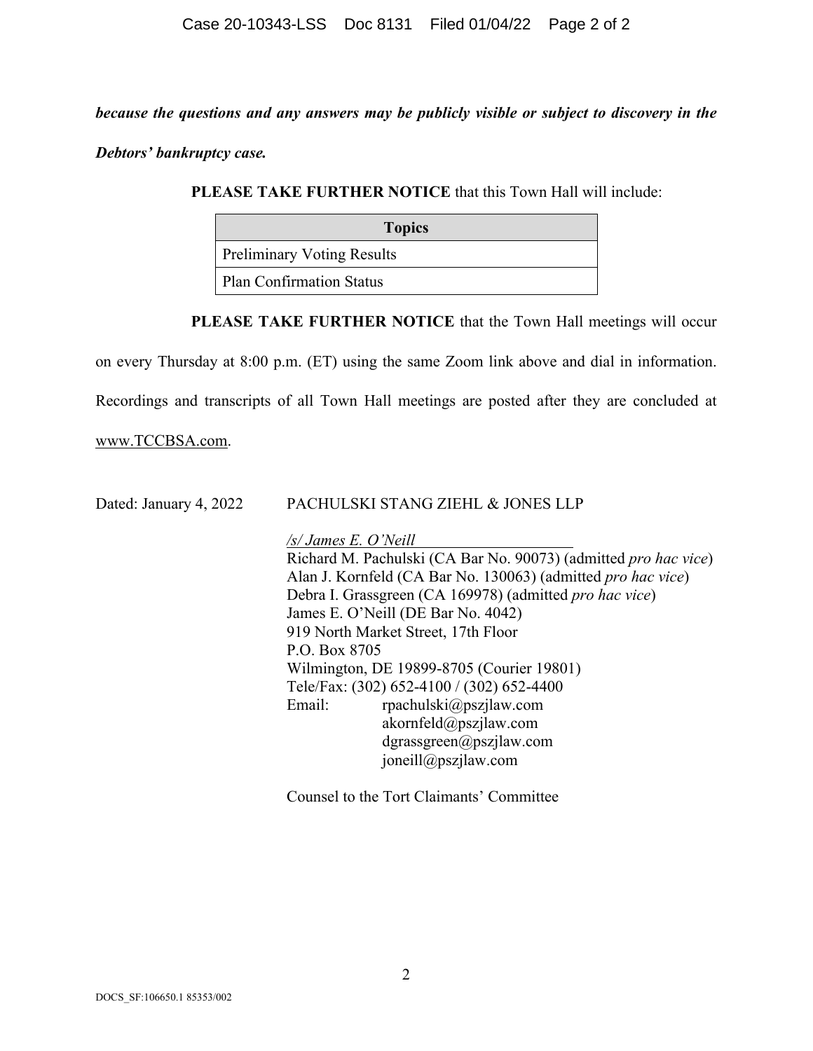***because the questions and any answers may be publicly visible or subject to discovery in the Debtors' bankruptcy case.***

**PLEASE TAKE FURTHER NOTICE** that this Town Hall will include:

| Topics |
|---|
| Preliminary Voting Results |
| Plan Confirmation Status |

**PLEASE TAKE FURTHER NOTICE** that the Town Hall meetings will occur on every Thursday at 8:00 p.m. (ET) using the same Zoom link above and dial in information. Recordings and transcripts of all Town Hall meetings are posted after they are concluded at www.TCCBSA.com.

Dated: January 4, 2022

PACHULSKI STANG ZIEHL & JONES LLP

*/s/ James E. O'Neill*
Richard M. Pachulski (CA Bar No. 90073) (admitted *pro hac vice*)
Alan J. Kornfeld (CA Bar No. 130063) (admitted *pro hac vice*)
Debra I. Grassgreen (CA 169978) (admitted *pro hac vice*)
James E. O'Neill (DE Bar No. 4042)
919 North Market Street, 17th Floor
P.O. Box 8705
Wilmington, DE 19899-8705 (Courier 19801)
Tele/Fax: (302) 652-4100 / (302) 652-4400
Email: rpachulski@pszjlaw.com
akornfeld@pszjlaw.com
dgrassgreen@pszjlaw.com
joneill@pszjlaw.com

Counsel to the Tort Claimants' Committee

DOCS_SF:106650.1 85353/002